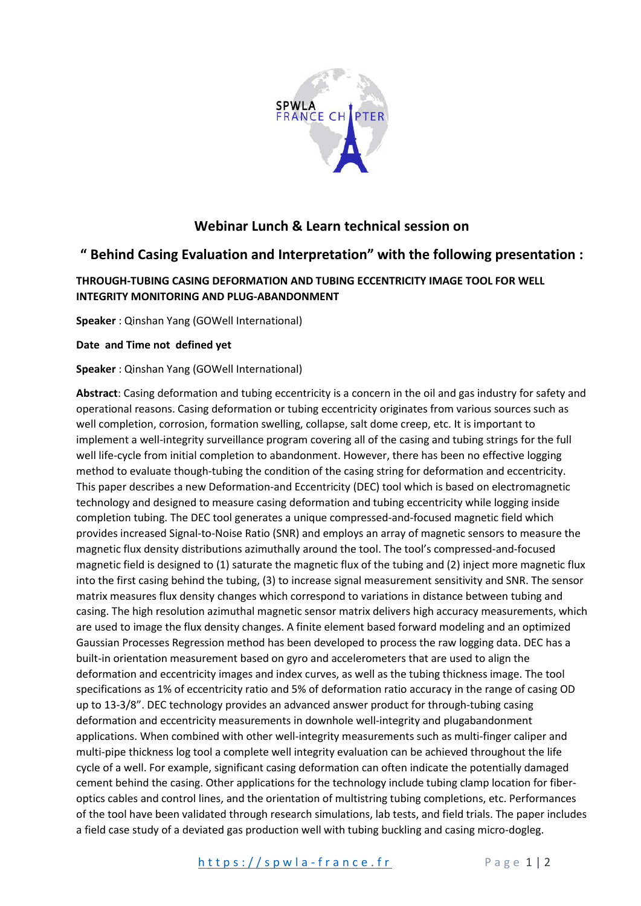## Webinar Lunch & Learn technical session on

## " Behind Casing Evaluation and Interpretation" with the following presentation :

**THROUGH-TUBING CASING DEFORMATION AND TUBING ECCENTRICITY IMAGE TOOL FOR WELL INTEGRITY MONITORING AND PLUG-ABANDONMENT**

**Speaker** : Qinshan Yang (GOWell International)

**Date and Time not defined yet**

**Speaker** : Qinshan Yang (GOWell International)

**Abstract**: Casing deformation and tubing eccentricity is a concern in the oil and gas industry for safety and operational reasons. Casing deformation or tubing eccentricity originates from various sources such as well completion, corrosion, formation swelling, collapse, salt dome creep, etc. It is important to implement a well-integrity surveillance program covering all of the casing and tubing strings for the full well life-cycle from initial completion to abandonment. However, there has been no effective logging method to evaluate though-tubing the condition of the casing string for deformation and eccentricity. This paper describes a new Deformation-and Eccentricity (DEC) tool which is based on electromagnetic technology and designed to measure casing deformation and tubing eccentricity while logging inside completion tubing. The DEC tool generates a unique compressed-and-focused magnetic field which provides increased Signal-to-Noise Ratio (SNR) and employs an array of magnetic sensors to measure the magnetic flux density distributions azimuthally around the tool. The tool's compressed-and-focused magnetic field is designed to (1) saturate the magnetic flux of the tubing and (2) inject more magnetic flux into the first casing behind the tubing, (3) to increase signal measurement sensitivity and SNR. The sensor matrix measures flux density changes which correspond to variations in distance between tubing and casing. The high resolution azimuthal magnetic sensor matrix delivers high accuracy measurements, which are used to image the flux density changes. A finite element based forward modeling and an optimized Gaussian Processes Regression method has been developed to process the raw logging data. DEC has a built-in orientation measurement based on gyro and accelerometers that are used to align the deformation and eccentricity images and index curves, as well as the tubing thickness image. The tool specifications as 1% of eccentricity ratio and 5% of deformation ratio accuracy in the range of casing OD up to 13-3/8". DEC technology provides an advanced answer product for through-tubing casing deformation and eccentricity measurements in downhole well-integrity and plugabandonment applications. When combined with other well-integrity measurements such as multi-finger caliper and multi-pipe thickness log tool a complete well integrity evaluation can be achieved throughout the life cycle of a well. For example, significant casing deformation can often indicate the potentially damaged cement behind the casing. Other applications for the technology include tubing clamp location for fiber-optics cables and control lines, and the orientation of multistring tubing completions, etc. Performances of the tool have been validated through research simulations, lab tests, and field trials. The paper includes a field case study of a deviated gas production well with tubing buckling and casing micro-dogleg.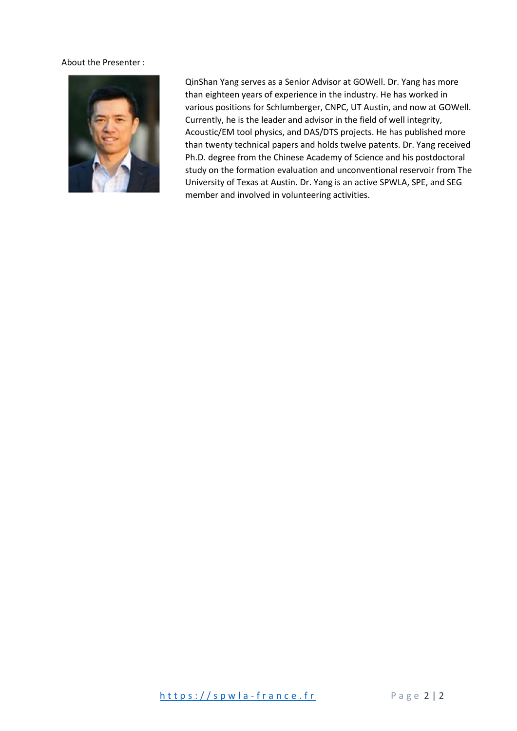About the Presenter :

QinShan Yang serves as a Senior Advisor at GOWell. Dr. Yang has more than eighteen years of experience in the industry. He has worked in various positions for Schlumberger, CNPC, UT Austin, and now at GOWell. Currently, he is the leader and advisor in the field of well integrity, Acoustic/EM tool physics, and DAS/DTS projects. He has published more than twenty technical papers and holds twelve patents. Dr. Yang received Ph.D. degree from the Chinese Academy of Science and his postdoctoral study on the formation evaluation and unconventional reservoir from The University of Texas at Austin. Dr. Yang is an active SPWLA, SPE, and SEG member and involved in volunteering activities.